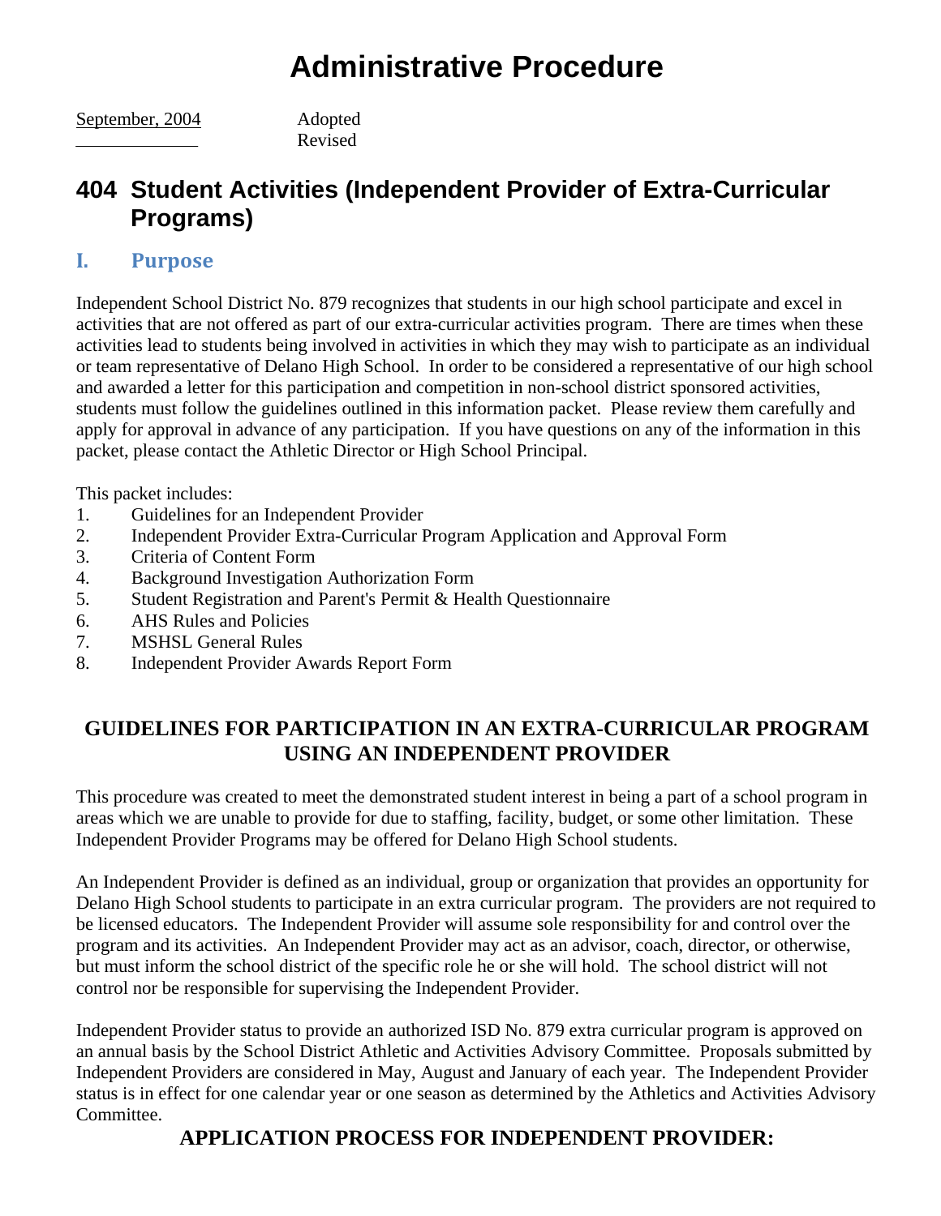# Administrative Procedure

September, 2004 Adopted
\_\_\_\_\_\_\_\_\_\_\_\_\_ Revised

## 404 Student Activities (Independent Provider of Extra-Curricular Programs)

### I. Purpose

Independent School District No. 879 recognizes that students in our high school participate and excel in activities that are not offered as part of our extra-curricular activities program. There are times when these activities lead to students being involved in activities in which they may wish to participate as an individual or team representative of Delano High School. In order to be considered a representative of our high school and awarded a letter for this participation and competition in non-school district sponsored activities, students must follow the guidelines outlined in this information packet. Please review them carefully and apply for approval in advance of any participation. If you have questions on any of the information in this packet, please contact the Athletic Director or High School Principal.

This packet includes:

1. Guidelines for an Independent Provider
2. Independent Provider Extra-Curricular Program Application and Approval Form
3. Criteria of Content Form
4. Background Investigation Authorization Form
5. Student Registration and Parent's Permit & Health Questionnaire
6. AHS Rules and Policies
7. MSHSL General Rules
8. Independent Provider Awards Report Form

### GUIDELINES FOR PARTICIPATION IN AN EXTRA-CURRICULAR PROGRAM USING AN INDEPENDENT PROVIDER

This procedure was created to meet the demonstrated student interest in being a part of a school program in areas which we are unable to provide for due to staffing, facility, budget, or some other limitation. These Independent Provider Programs may be offered for Delano High School students.

An Independent Provider is defined as an individual, group or organization that provides an opportunity for Delano High School students to participate in an extra curricular program. The providers are not required to be licensed educators. The Independent Provider will assume sole responsibility for and control over the program and its activities. An Independent Provider may act as an advisor, coach, director, or otherwise, but must inform the school district of the specific role he or she will hold. The school district will not control nor be responsible for supervising the Independent Provider.

Independent Provider status to provide an authorized ISD No. 879 extra curricular program is approved on an annual basis by the School District Athletic and Activities Advisory Committee. Proposals submitted by Independent Providers are considered in May, August and January of each year. The Independent Provider status is in effect for one calendar year or one season as determined by the Athletics and Activities Advisory Committee.

### APPLICATION PROCESS FOR INDEPENDENT PROVIDER: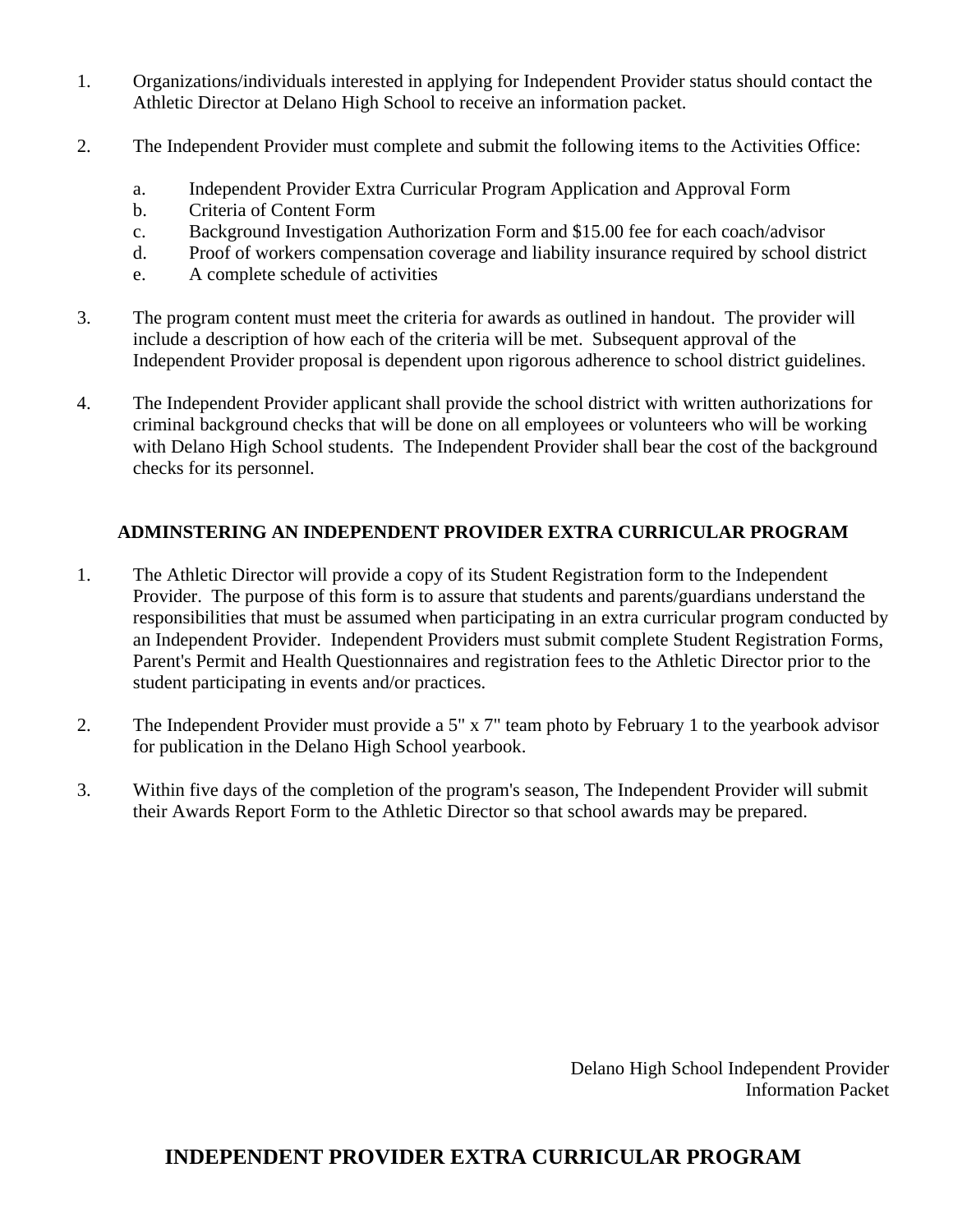1. Organizations/individuals interested in applying for Independent Provider status should contact the Athletic Director at Delano High School to receive an information packet.

2. The Independent Provider must complete and submit the following items to the Activities Office:

   a. Independent Provider Extra Curricular Program Application and Approval Form
   b. Criteria of Content Form
   c. Background Investigation Authorization Form and $15.00 fee for each coach/advisor
   d. Proof of workers compensation coverage and liability insurance required by school district
   e. A complete schedule of activities

3. The program content must meet the criteria for awards as outlined in handout. The provider will include a description of how each of the criteria will be met. Subsequent approval of the Independent Provider proposal is dependent upon rigorous adherence to school district guidelines.

4. The Independent Provider applicant shall provide the school district with written authorizations for criminal background checks that will be done on all employees or volunteers who will be working with Delano High School students. The Independent Provider shall bear the cost of the background checks for its personnel.

### ADMINSTERING AN INDEPENDENT PROVIDER EXTRA CURRICULAR PROGRAM

1. The Athletic Director will provide a copy of its Student Registration form to the Independent Provider. The purpose of this form is to assure that students and parents/guardians understand the responsibilities that must be assumed when participating in an extra curricular program conducted by an Independent Provider. Independent Providers must submit complete Student Registration Forms, Parent's Permit and Health Questionnaires and registration fees to the Athletic Director prior to the student participating in events and/or practices.

2. The Independent Provider must provide a 5" x 7" team photo by February 1 to the yearbook advisor for publication in the Delano High School yearbook.

3. Within five days of the completion of the program's season, The Independent Provider will submit their Awards Report Form to the Athletic Director so that school awards may be prepared.

Delano High School Independent Provider
Information Packet

## INDEPENDENT PROVIDER EXTRA CURRICULAR PROGRAM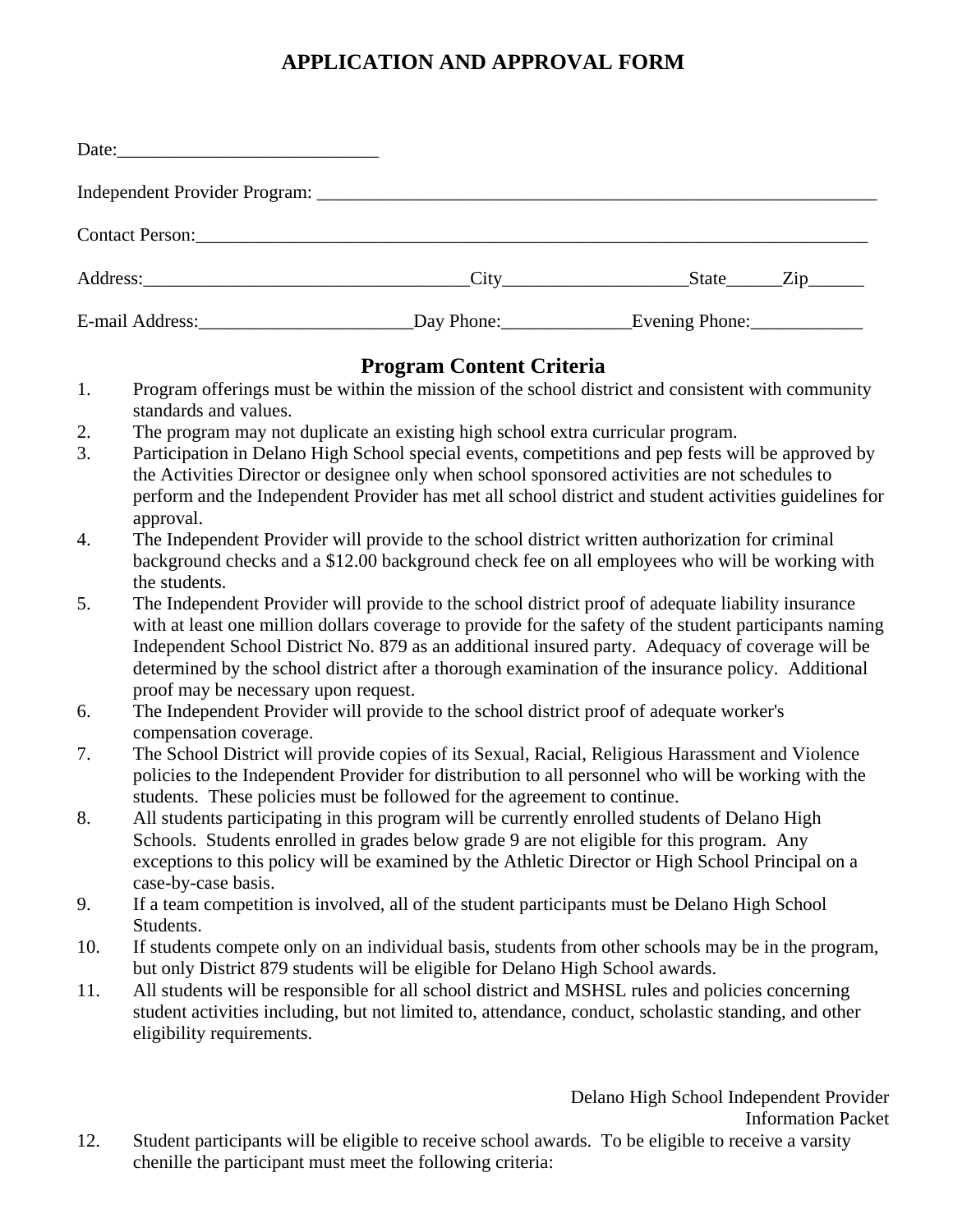# APPLICATION AND APPROVAL FORM

Date:____________________________

Independent Provider Program: _________________________________________________________________

Contact Person:____________________________________________________________________________

Address:___________________________________City____________________State______Zip______

E-mail Address:_______________________Day Phone:______________Evening Phone:____________

## Program Content Criteria

1. Program offerings must be within the mission of the school district and consistent with community standards and values.
2. The program may not duplicate an existing high school extra curricular program.
3. Participation in Delano High School special events, competitions and pep fests will be approved by the Activities Director or designee only when school sponsored activities are not schedules to perform and the Independent Provider has met all school district and student activities guidelines for approval.
4. The Independent Provider will provide to the school district written authorization for criminal background checks and a $12.00 background check fee on all employees who will be working with the students.
5. The Independent Provider will provide to the school district proof of adequate liability insurance with at least one million dollars coverage to provide for the safety of the student participants naming Independent School District No. 879 as an additional insured party. Adequacy of coverage will be determined by the school district after a thorough examination of the insurance policy. Additional proof may be necessary upon request.
6. The Independent Provider will provide to the school district proof of adequate worker's compensation coverage.
7. The School District will provide copies of its Sexual, Racial, Religious Harassment and Violence policies to the Independent Provider for distribution to all personnel who will be working with the students. These policies must be followed for the agreement to continue.
8. All students participating in this program will be currently enrolled students of Delano High Schools. Students enrolled in grades below grade 9 are not eligible for this program. Any exceptions to this policy will be examined by the Athletic Director or High School Principal on a case-by-case basis.
9. If a team competition is involved, all of the student participants must be Delano High School Students.
10. If students compete only on an individual basis, students from other schools may be in the program, but only District 879 students will be eligible for Delano High School awards.
11. All students will be responsible for all school district and MSHSL rules and policies concerning student activities including, but not limited to, attendance, conduct, scholastic standing, and other eligibility requirements.
12. Student participants will be eligible to receive school awards. To be eligible to receive a varsity chenille the participant must meet the following criteria: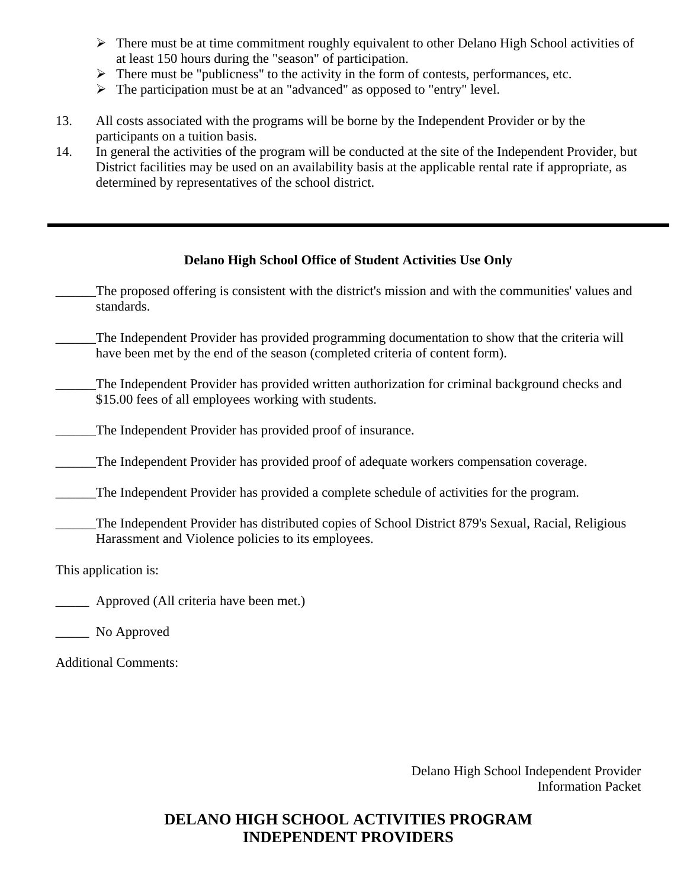- There must be at time commitment roughly equivalent to other Delano High School activities of at least 150 hours during the "season" of participation.
- There must be "publicness" to the activity in the form of contests, performances, etc.
- The participation must be at an "advanced" as opposed to "entry" level.

13. All costs associated with the programs will be borne by the Independent Provider or by the participants on a tuition basis.
14. In general the activities of the program will be conducted at the site of the Independent Provider, but District facilities may be used on an availability basis at the applicable rental rate if appropriate, as determined by representatives of the school district.

---

**Delano High School Office of Student Activities Use Only**

______The proposed offering is consistent with the district's mission and with the communities' values and standards.

______The Independent Provider has provided programming documentation to show that the criteria will have been met by the end of the season (completed criteria of content form).

______The Independent Provider has provided written authorization for criminal background checks and $15.00 fees of all employees working with students.

______The Independent Provider has provided proof of insurance.

______The Independent Provider has provided proof of adequate workers compensation coverage.

______The Independent Provider has provided a complete schedule of activities for the program.

______The Independent Provider has distributed copies of School District 879's Sexual, Racial, Religious Harassment and Violence policies to its employees.

This application is:

_____ Approved (All criteria have been met.)

_____ No Approved

Additional Comments:

Delano High School Independent Provider Information Packet

**DELANO HIGH SCHOOL ACTIVITIES PROGRAM INDEPENDENT PROVIDERS**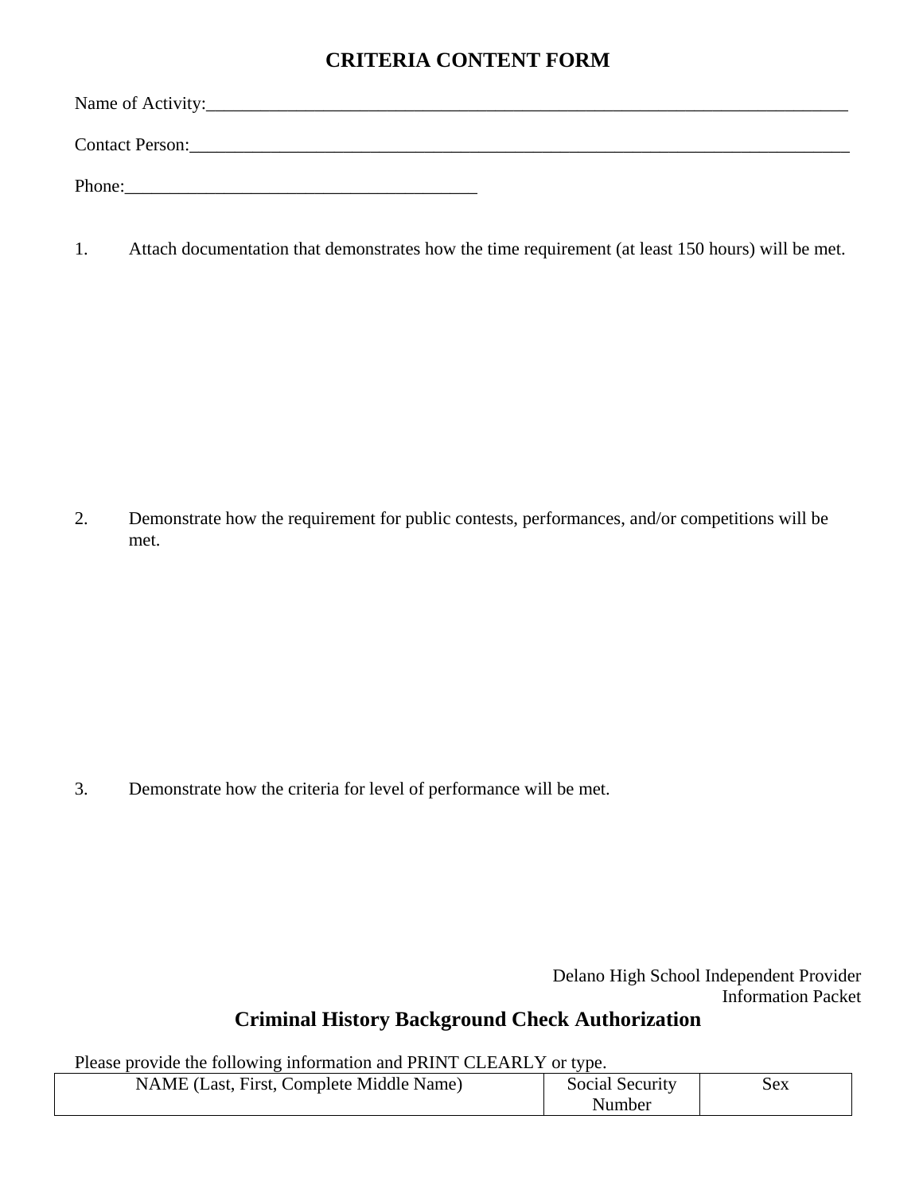# CRITERIA CONTENT FORM

Name of Activity:_____________________________________________________________________________

Contact Person:_______________________________________________________________________________

Phone:________________________________________

1. Attach documentation that demonstrates how the time requirement (at least 150 hours) will be met.

2. Demonstrate how the requirement for public contests, performances, and/or competitions will be met.

3. Demonstrate how the criteria for level of performance will be met.

Delano High School Independent Provider Information Packet

## Criminal History Background Check Authorization

Please provide the following information and PRINT CLEARLY or type.

| NAME (Last, First, Complete Middle Name) | Social Security Number | Sex |
|---|---|---|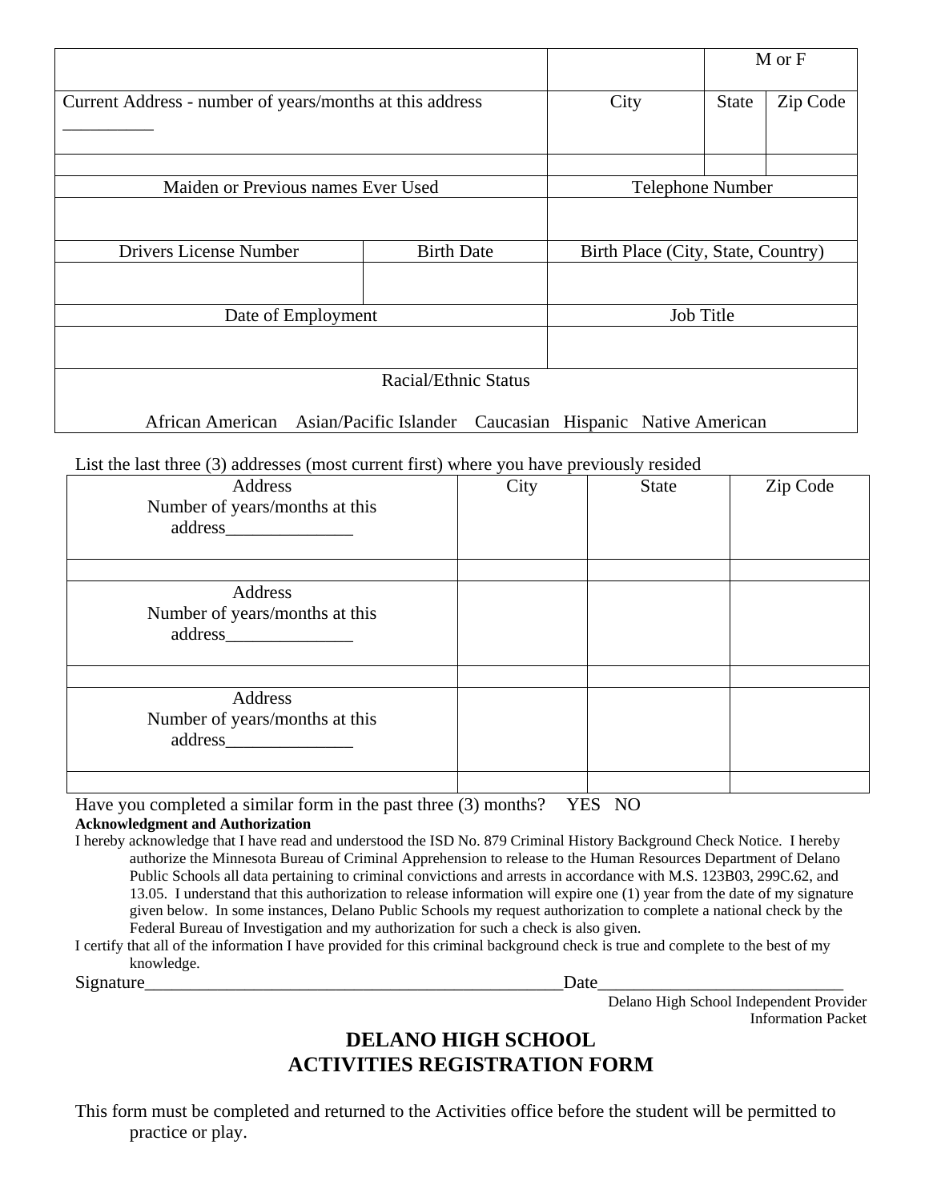| | | | M or F |
|---|---|---|---|
| Current Address - number of years/months at this address __________ | City | State | Zip Code |
| | | | |
| Maiden or Previous names Ever Used | Telephone Number | | |
| | | | |

| Drivers License Number | Birth Date | Birth Place (City, State, Country) |
|---|---|---|
| | | |

| Date of Employment | Job Title |
|---|---|
| | |

Racial/Ethnic Status

African American   Asian/Pacific Islander   Caucasian   Hispanic   Native American

List the last three (3) addresses (most current first) where you have previously resided

| Address<br>Number of years/months at this address______________ | City | State | Zip Code |
|---|---|---|---|
| | | | |
| Address<br>Number of years/months at this address______________ | | | |
| | | | |
| Address<br>Number of years/months at this address______________ | | | |
| | | | |

Have you completed a similar form in the past three (3) months?   YES   NO

**Acknowledgment and Authorization**

I hereby acknowledge that I have read and understood the ISD No. 879 Criminal History Background Check Notice. I hereby authorize the Minnesota Bureau of Criminal Apprehension to release to the Human Resources Department of Delano Public Schools all data pertaining to criminal convictions and arrests in accordance with M.S. 123B03, 299C.62, and 13.05. I understand that this authorization to release information will expire one (1) year from the date of my signature given below. In some instances, Delano Public Schools my request authorization to complete a national check by the Federal Bureau of Investigation and my authorization for such a check is also given.

I certify that all of the information I have provided for this criminal background check is true and complete to the best of my knowledge.

Signature_______________________________________________Date___________________________

Delano High School Independent Provider Information Packet

# DELANO HIGH SCHOOL
# ACTIVITIES REGISTRATION FORM

This form must be completed and returned to the Activities office before the student will be permitted to practice or play.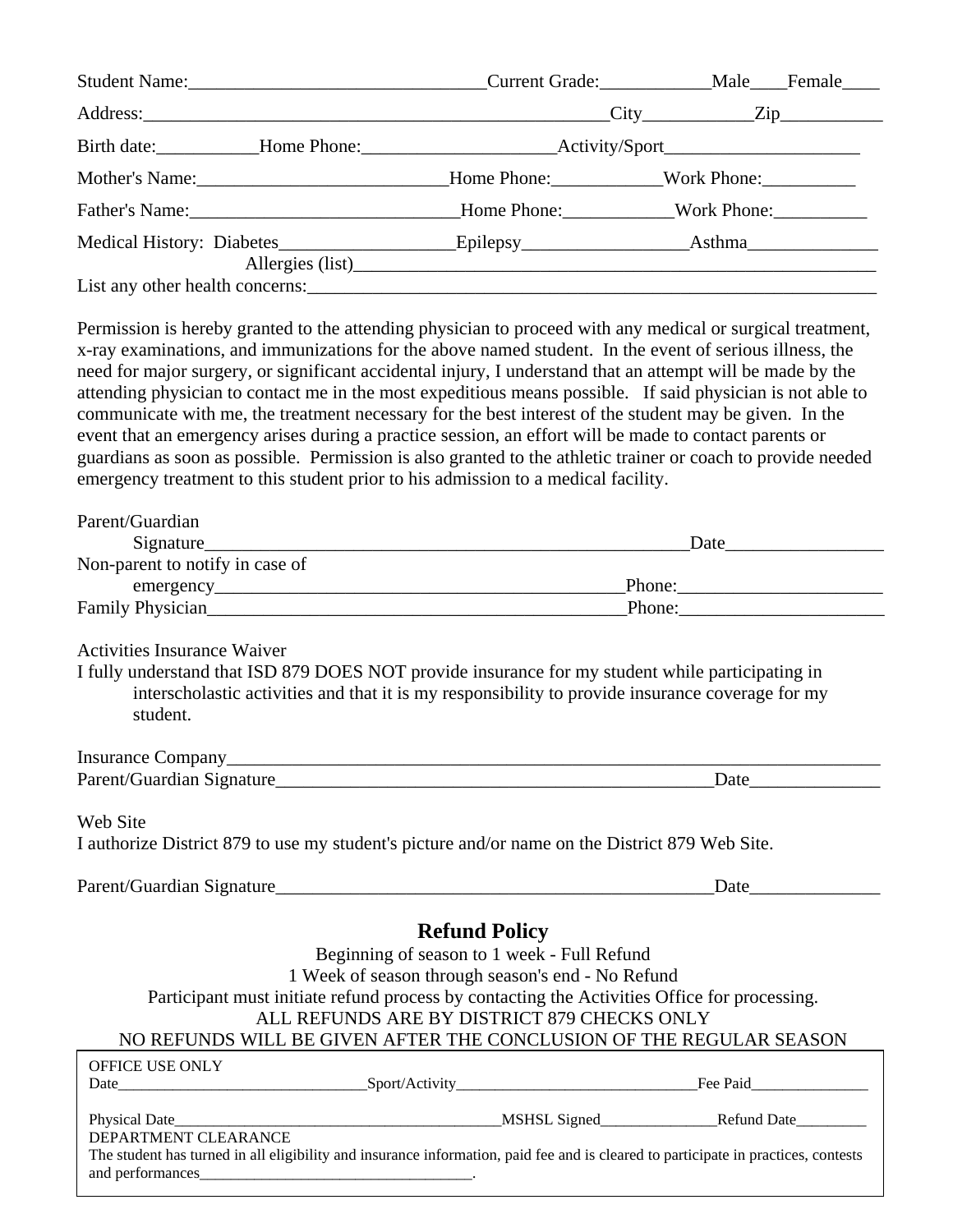Student Name:________________________________Current Grade:____________Male____Female____

Address:____________________________________________________City____________Zip___________

Birth date:___________Home Phone:_____________________Activity/Sport_____________________

Mother's Name:___________________________Home Phone:____________Work Phone:__________

Father's Name:_____________________________Home Phone:____________Work Phone:__________

Medical History: Diabetes___________________Epilepsy__________________Asthma______________

Allergies (list)__________________________________________________________

List any other health concerns:_________________________________________________________________

Permission is hereby granted to the attending physician to proceed with any medical or surgical treatment, x-ray examinations, and immunizations for the above named student. In the event of serious illness, the need for major surgery, or significant accidental injury, I understand that an attempt will be made by the attending physician to contact me in the most expeditious means possible. If said physician is not able to communicate with me, the treatment necessary for the best interest of the student may be given. In the event that an emergency arises during a practice session, an effort will be made to contact parents or guardians as soon as possible. Permission is also granted to the athletic trainer or coach to provide needed emergency treatment to this student prior to his admission to a medical facility.

Parent/Guardian
Signature________________________________________________________Date_________________

Non-parent to notify in case of
emergency_____________________________________________Phone:______________________

Family Physician______________________________________________Phone:______________________

Activities Insurance Waiver

I fully understand that ISD 879 DOES NOT provide insurance for my student while participating in interscholastic activities and that it is my responsibility to provide insurance coverage for my student.

Insurance Company___________________________________________________________________________

Parent/Guardian Signature___________________________________________________Date______________

Web Site

I authorize District 879 to use my student's picture and/or name on the District 879 Web Site.

Parent/Guardian Signature___________________________________________________Date______________

## Refund Policy

Beginning of season to 1 week - Full Refund

1 Week of season through season's end - No Refund

Participant must initiate refund process by contacting the Activities Office for processing.

ALL REFUNDS ARE BY DISTRICT 879 CHECKS ONLY

NO REFUNDS WILL BE GIVEN AFTER THE CONCLUSION OF THE REGULAR SEASON

OFFICE USE ONLY

Date________________________________Sport/Activity________________________________Fee Paid_______________

Physical Date__________________________________________MSHSL Signed_______________Refund Date_________

DEPARTMENT CLEARANCE

The student has turned in all eligibility and insurance information, paid fee and is cleared to participate in practices, contests and performances____________________________________.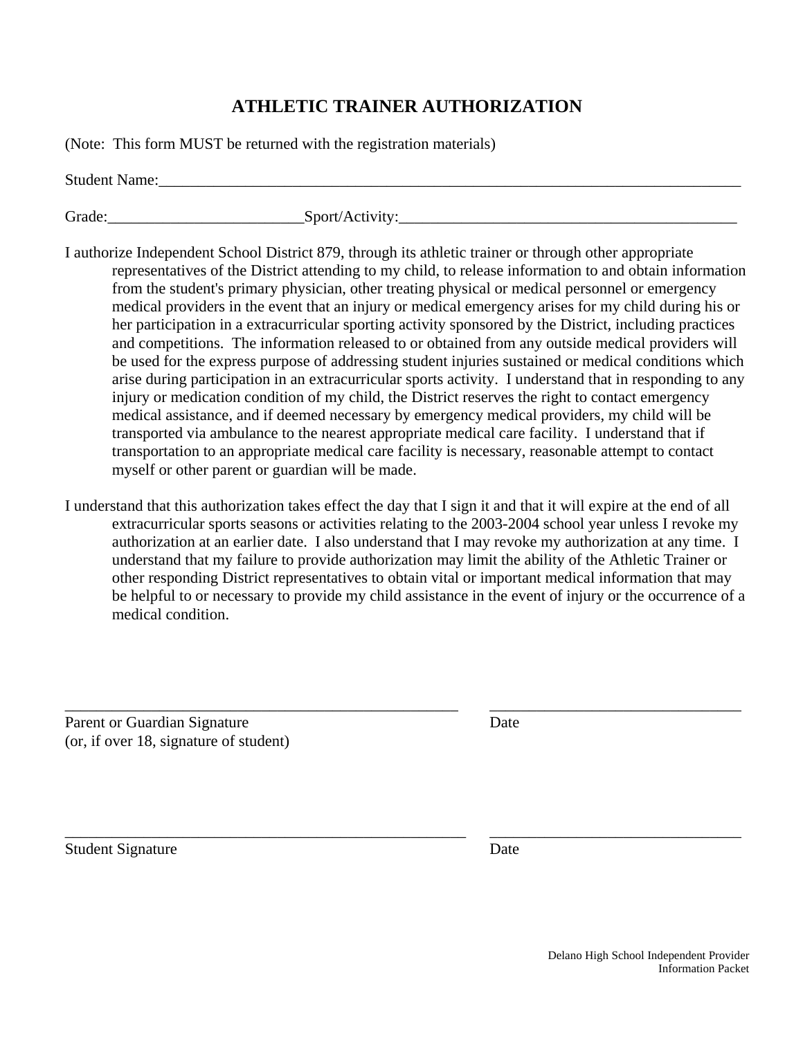## ATHLETIC TRAINER AUTHORIZATION

(Note: This form MUST be returned with the registration materials)

Student Name:_______________________________________________________________________________

Grade:_________________________Sport/Activity:____________________________________________

I authorize Independent School District 879, through its athletic trainer or through other appropriate representatives of the District attending to my child, to release information to and obtain information from the student's primary physician, other treating physical or medical personnel or emergency medical providers in the event that an injury or medical emergency arises for my child during his or her participation in a extracurricular sporting activity sponsored by the District, including practices and competitions. The information released to or obtained from any outside medical providers will be used for the express purpose of addressing student injuries sustained or medical conditions which arise during participation in an extracurricular sports activity. I understand that in responding to any injury or medication condition of my child, the District reserves the right to contact emergency medical assistance, and if deemed necessary by emergency medical providers, my child will be transported via ambulance to the nearest appropriate medical care facility. I understand that if transportation to an appropriate medical care facility is necessary, reasonable attempt to contact myself or other parent or guardian will be made.

I understand that this authorization takes effect the day that I sign it and that it will expire at the end of all extracurricular sports seasons or activities relating to the 2003-2004 school year unless I revoke my authorization at an earlier date. I also understand that I may revoke my authorization at any time. I understand that my failure to provide authorization may limit the ability of the Athletic Trainer or other responding District representatives to obtain vital or important medical information that may be helpful to or necessary to provide my child assistance in the event of injury or the occurrence of a medical condition.

___________________________________________________ ________________________________

Parent or Guardian Signature Date
(or, if over 18, signature of student)

____________________________________________________ ________________________________

Student Signature Date

Delano High School Independent Provider
Information Packet